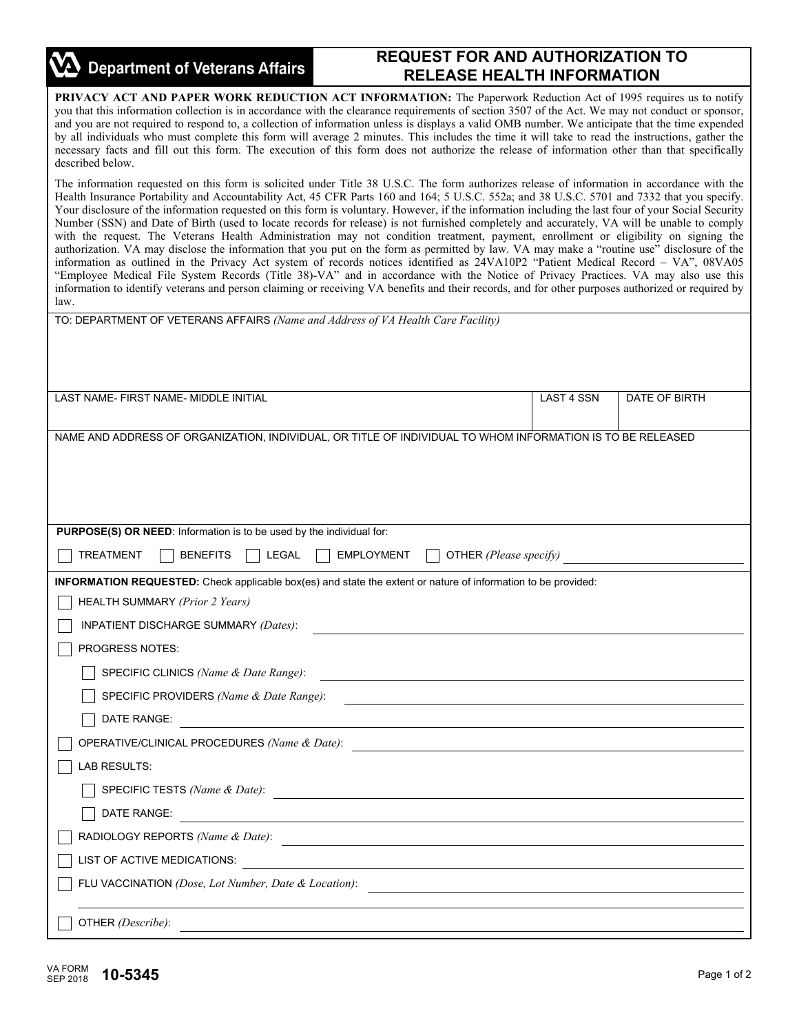# Department of Veterans Affairs

## REQUEST FOR AND AUTHORIZATION TO RELEASE HEALTH INFORMATION

**PRIVACY ACT AND PAPER WORK REDUCTION ACT INFORMATION:** The Paperwork Reduction Act of 1995 requires us to notify you that this information collection is in accordance with the clearance requirements of section 3507 of the Act. We may not conduct or sponsor, and you are not required to respond to, a collection of information unless is displays a valid OMB number. We anticipate that the time expended by all individuals who must complete this form will average 2 minutes. This includes the time it will take to read the instructions, gather the necessary facts and fill out this form. The execution of this form does not authorize the release of information other than that specifically described below.

The information requested on this form is solicited under Title 38 U.S.C. The form authorizes release of information in accordance with the Health Insurance Portability and Accountability Act, 45 CFR Parts 160 and 164; 5 U.S.C. 552a; and 38 U.S.C. 5701 and 7332 that you specify. Your disclosure of the information requested on this form is voluntary. However, if the information including the last four of your Social Security Number (SSN) and Date of Birth (used to locate records for release) is not furnished completely and accurately, VA will be unable to comply with the request. The Veterans Health Administration may not condition treatment, payment, enrollment or eligibility on signing the authorization. VA may disclose the information that you put on the form as permitted by law. VA may make a "routine use" disclosure of the information as outlined in the Privacy Act system of records notices identified as 24VA10P2 "Patient Medical Record – VA", 08VA05 "Employee Medical File System Records (Title 38)-VA" and in accordance with the Notice of Privacy Practices. VA may also use this information to identify veterans and person claiming or receiving VA benefits and their records, and for other purposes authorized or required by law.

TO: DEPARTMENT OF VETERANS AFFAIRS *(Name and Address of VA Health Care Facility)*

| LAST NAME- FIRST NAME- MIDDLE INITIAL | LAST 4 SSN | DATE OF BIRTH |
| --- | --- | --- |
| | | |

NAME AND ADDRESS OF ORGANIZATION, INDIVIDUAL, OR TITLE OF INDIVIDUAL TO WHOM INFORMATION IS TO BE RELEASED

**PURPOSE(S) OR NEED**: Information is to be used by the individual for:

☐ TREATMENT ☐ BENEFITS ☐ LEGAL ☐ EMPLOYMENT ☐ OTHER *(Please specify)* \_\_\_\_\_\_\_\_\_\_\_\_

**INFORMATION REQUESTED:** Check applicable box(es) and state the extent or nature of information to be provided:

☐ HEALTH SUMMARY *(Prior 2 Years)*

☐ INPATIENT DISCHARGE SUMMARY *(Dates)*: \_\_\_\_\_\_\_\_\_\_\_\_

☐ PROGRESS NOTES:

- ☐ SPECIFIC CLINICS *(Name & Date Range)*: \_\_\_\_\_\_\_\_\_\_\_\_
- ☐ SPECIFIC PROVIDERS *(Name & Date Range)*: \_\_\_\_\_\_\_\_\_\_\_\_
- ☐ DATE RANGE: \_\_\_\_\_\_\_\_\_\_\_\_

☐ OPERATIVE/CLINICAL PROCEDURES *(Name & Date)*: \_\_\_\_\_\_\_\_\_\_\_\_

☐ LAB RESULTS:

- ☐ SPECIFIC TESTS *(Name & Date)*: \_\_\_\_\_\_\_\_\_\_\_\_
- ☐ DATE RANGE: \_\_\_\_\_\_\_\_\_\_\_\_

☐ RADIOLOGY REPORTS *(Name & Date)*: \_\_\_\_\_\_\_\_\_\_\_\_

☐ LIST OF ACTIVE MEDICATIONS: \_\_\_\_\_\_\_\_\_\_\_\_

☐ FLU VACCINATION *(Dose, Lot Number, Date & Location)*: \_\_\_\_\_\_\_\_\_\_\_\_

☐ OTHER *(Describe)*: \_\_\_\_\_\_\_\_\_\_\_\_

VA FORM SEP 2018 **10-5345**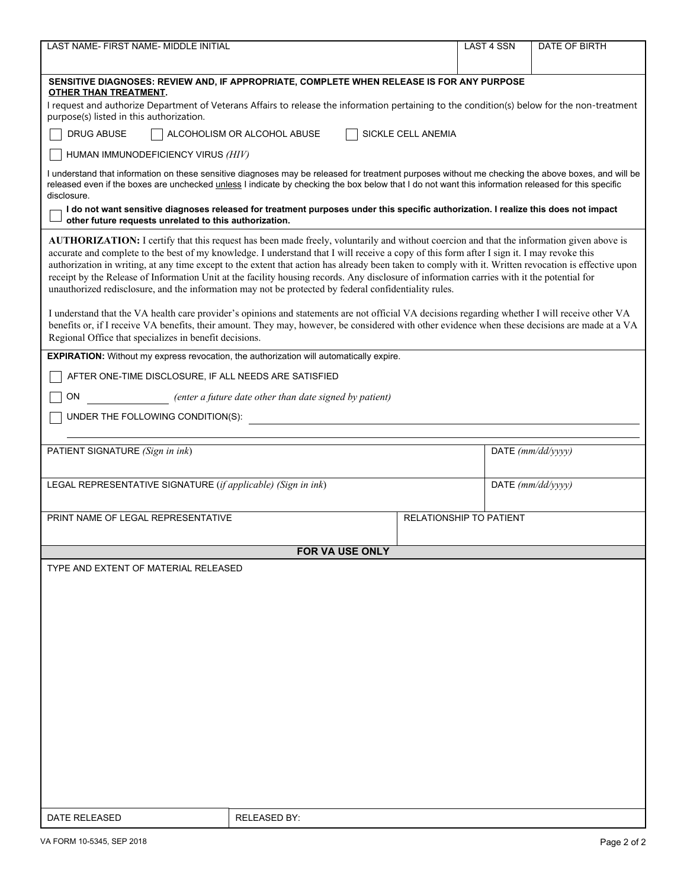| LAST NAME- FIRST NAME- MIDDLE INITIAL | LAST 4 SSN | DATE OF BIRTH |
| --- | --- | --- |
| | | |

**SENSITIVE DIAGNOSES: REVIEW AND, IF APPROPRIATE, COMPLETE WHEN RELEASE IS FOR ANY PURPOSE <u>OTHER THAN TREATMENT</u>.**

I request and authorize Department of Veterans Affairs to release the information pertaining to the condition(s) below for the non-treatment purpose(s) listed in this authorization.

☐ DRUG ABUSE ☐ ALCOHOLISM OR ALCOHOL ABUSE ☐ SICKLE CELL ANEMIA

☐ HUMAN IMMUNODEFICIENCY VIRUS *(HIV)*

I understand that information on these sensitive diagnoses may be released for treatment purposes without me checking the above boxes, and will be released even if the boxes are unchecked <u>unless</u> I indicate by checking the box below that I do not want this information released for this specific disclosure.

☐ **I do not want sensitive diagnoses released for treatment purposes under this specific authorization. I realize this does not impact other future requests unrelated to this authorization.**

**AUTHORIZATION:** I certify that this request has been made freely, voluntarily and without coercion and that the information given above is accurate and complete to the best of my knowledge. I understand that I will receive a copy of this form after I sign it. I may revoke this authorization in writing, at any time except to the extent that action has already been taken to comply with it. Written revocation is effective upon receipt by the Release of Information Unit at the facility housing records. Any disclosure of information carries with it the potential for unauthorized redisclosure, and the information may not be protected by federal confidentiality rules.

I understand that the VA health care provider's opinions and statements are not official VA decisions regarding whether I will receive other VA benefits or, if I receive VA benefits, their amount. They may, however, be considered with other evidence when these decisions are made at a VA Regional Office that specializes in benefit decisions.

**EXPIRATION:** Without my express revocation, the authorization will automatically expire.

☐ AFTER ONE-TIME DISCLOSURE, IF ALL NEEDS ARE SATISFIED

☐ ON \_\_\_\_\_\_\_\_\_\_\_\_ *(enter a future date other than date signed by patient)*

☐ UNDER THE FOLLOWING CONDITION(S): \_\_\_\_\_\_\_\_\_\_\_\_\_\_\_\_\_\_\_\_\_\_\_\_\_\_\_\_\_\_

| PATIENT SIGNATURE *(Sign in ink)* | DATE *(mm/dd/yyyy)* |
| --- | --- |
| | |

| LEGAL REPRESENTATIVE SIGNATURE (*if applicable) (Sign in ink*) | DATE *(mm/dd/yyyy)* |
| --- | --- |
| | |

| PRINT NAME OF LEGAL REPRESENTATIVE | RELATIONSHIP TO PATIENT |
| --- | --- |
| | |

**FOR VA USE ONLY**

TYPE AND EXTENT OF MATERIAL RELEASED

| DATE RELEASED | RELEASED BY: |
| --- | --- |
| | |

VA FORM 10-5345, SEP 2018